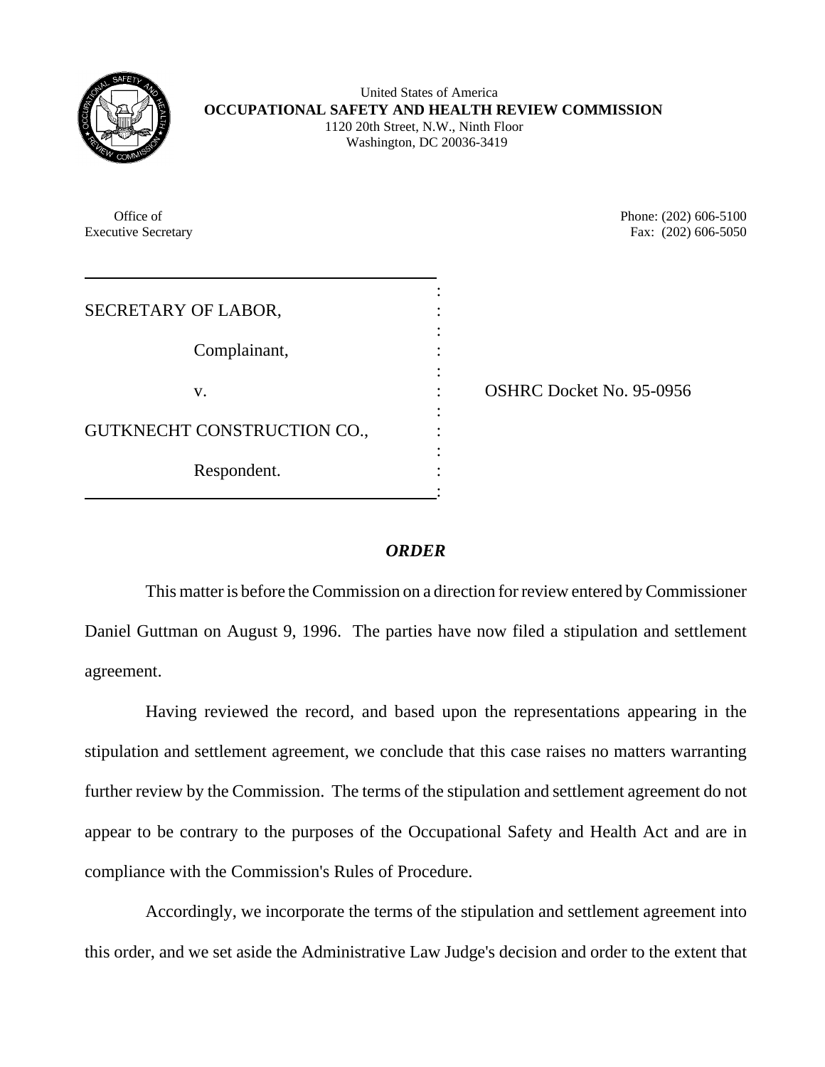United States of America
**OCCUPATIONAL SAFETY AND HEALTH REVIEW COMMISSION**
1120 20th Street, N.W., Ninth Floor
Washington, DC 20036-3419

Office of
Executive Secretary

Phone: (202) 606-5100
Fax: (202) 606-5050

| | |
|---|---|
| SECRETARY OF LABOR, | |
| Complainant, | |
| v. | OSHRC Docket No. 95-0956 |
| GUTKNECHT CONSTRUCTION CO., | |
| Respondent. | |

## *ORDER*

This matter is before the Commission on a direction for review entered by Commissioner Daniel Guttman on August 9, 1996. The parties have now filed a stipulation and settlement agreement.

Having reviewed the record, and based upon the representations appearing in the stipulation and settlement agreement, we conclude that this case raises no matters warranting further review by the Commission. The terms of the stipulation and settlement agreement do not appear to be contrary to the purposes of the Occupational Safety and Health Act and are in compliance with the Commission's Rules of Procedure.

Accordingly, we incorporate the terms of the stipulation and settlement agreement into this order, and we set aside the Administrative Law Judge's decision and order to the extent that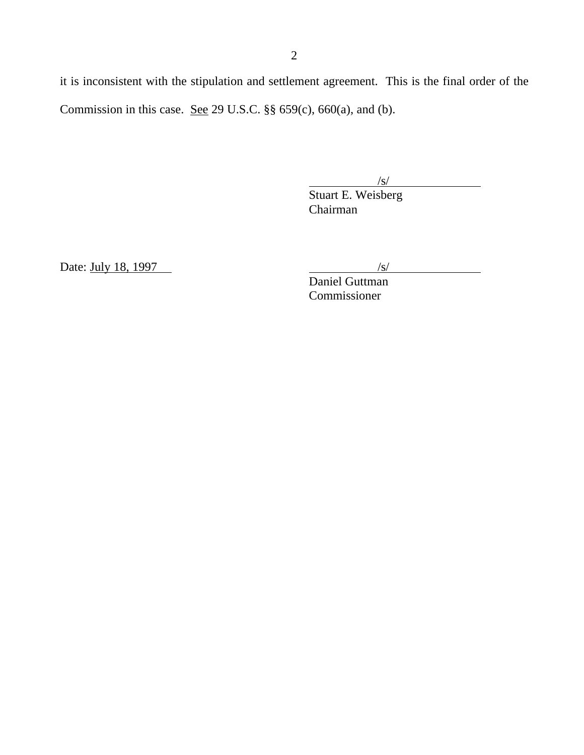it is inconsistent with the stipulation and settlement agreement. This is the final order of the Commission in this case. See 29 U.S.C. §§ 659(c), 660(a), and (b).

/s/
Stuart E. Weisberg
Chairman

Date: July 18, 1997

/s/
Daniel Guttman
Commissioner